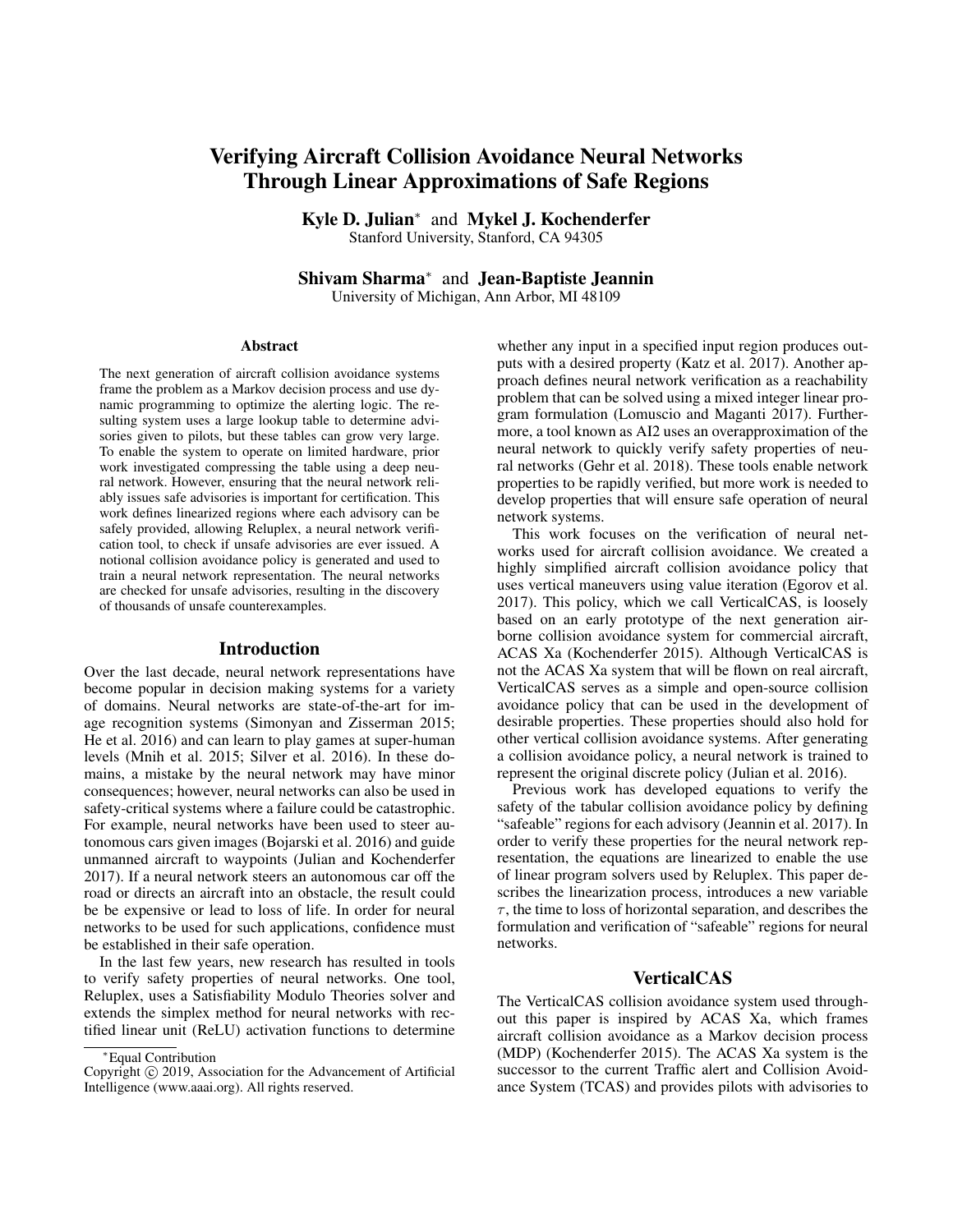# Verifying Aircraft Collision Avoidance Neural Networks Through Linear Approximations of Safe Regions

**Kyle D. Julian*** and **Mykel J. Kochenderfer**
Stanford University, Stanford, CA 94305

**Shivam Sharma*** and **Jean-Baptiste Jeannin**
University of Michigan, Ann Arbor, MI 48109

### Abstract

The next generation of aircraft collision avoidance systems frame the problem as a Markov decision process and use dynamic programming to optimize the alerting logic. The resulting system uses a large lookup table to determine advisories given to pilots, but these tables can grow very large. To enable the system to operate on limited hardware, prior work investigated compressing the table using a deep neural network. However, ensuring that the neural network reliably issues safe advisories is important for certification. This work defines linearized regions where each advisory can be safely provided, allowing Reluplex, a neural network verification tool, to check if unsafe advisories are ever issued. A notional collision avoidance policy is generated and used to train a neural network representation. The neural networks are checked for unsafe advisories, resulting in the discovery of thousands of unsafe counterexamples.

## Introduction

Over the last decade, neural network representations have become popular in decision making systems for a variety of domains. Neural networks are state-of-the-art for image recognition systems (Simonyan and Zisserman 2015; He et al. 2016) and can learn to play games at super-human levels (Mnih et al. 2015; Silver et al. 2016). In these domains, a mistake by the neural network may have minor consequences; however, neural networks can also be used in safety-critical systems where a failure could be catastrophic. For example, neural networks have been used to steer autonomous cars given images (Bojarski et al. 2016) and guide unmanned aircraft to waypoints (Julian and Kochenderfer 2017). If a neural network steers an autonomous car off the road or directs an aircraft into an obstacle, the result could be be expensive or lead to loss of life. In order for neural networks to be used for such applications, confidence must be established in their safe operation.

In the last few years, new research has resulted in tools to verify safety properties of neural networks. One tool, Reluplex, uses a Satisfiability Modulo Theories solver and extends the simplex method for neural networks with rectified linear unit (ReLU) activation functions to determine whether any input in a specified input region produces outputs with a desired property (Katz et al. 2017). Another approach defines neural network verification as a reachability problem that can be solved using a mixed integer linear program formulation (Lomuscio and Maganti 2017). Furthermore, a tool known as AI2 uses an overapproximation of the neural network to quickly verify safety properties of neural networks (Gehr et al. 2018). These tools enable network properties to be rapidly verified, but more work is needed to develop properties that will ensure safe operation of neural network systems.

This work focuses on the verification of neural networks used for aircraft collision avoidance. We created a highly simplified aircraft collision avoidance policy that uses vertical maneuvers using value iteration (Egorov et al. 2017). This policy, which we call VerticalCAS, is loosely based on an early prototype of the next generation airborne collision avoidance system for commercial aircraft, ACAS Xa (Kochenderfer 2015). Although VerticalCAS is not the ACAS Xa system that will be flown on real aircraft, VerticalCAS serves as a simple and open-source collision avoidance policy that can be used in the development of desirable properties. These properties should also hold for other vertical collision avoidance systems. After generating a collision avoidance policy, a neural network is trained to represent the original discrete policy (Julian et al. 2016).

Previous work has developed equations to verify the safety of the tabular collision avoidance policy by defining "safeable" regions for each advisory (Jeannin et al. 2017). In order to verify these properties for the neural network representation, the equations are linearized to enable the use of linear program solvers used by Reluplex. This paper describes the linearization process, introduces a new variable $\tau$, the time to loss of horizontal separation, and describes the formulation and verification of "safeable" regions for neural networks.

## VerticalCAS

The VerticalCAS collision avoidance system used throughout this paper is inspired by ACAS Xa, which frames aircraft collision avoidance as a Markov decision process (MDP) (Kochenderfer 2015). The ACAS Xa system is the successor to the current Traffic alert and Collision Avoidance System (TCAS) and provides pilots with advisories to

*Equal Contribution

Copyright © 2019, Association for the Advancement of Artificial Intelligence (www.aaai.org). All rights reserved.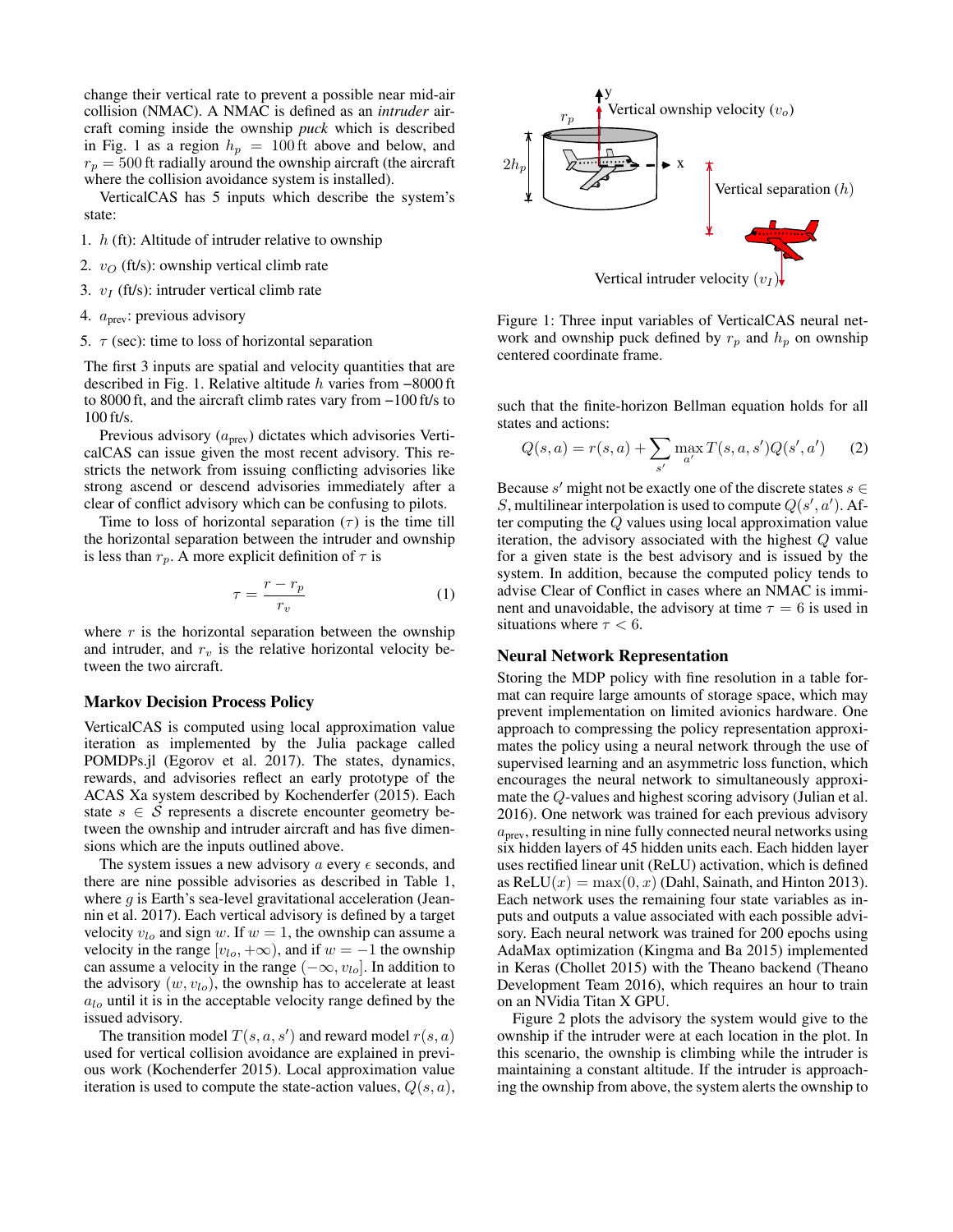change their vertical rate to prevent a possible near mid-air collision (NMAC). A NMAC is defined as an *intruder* aircraft coming inside the ownship *puck* which is described in Fig. 1 as a region $h_p = 100\,\text{ft}$ above and below, and $r_p = 500\,\text{ft}$ radially around the ownship aircraft (the aircraft where the collision avoidance system is installed).

VerticalCAS has 5 inputs which describe the system's state:

1. $h$ (ft): Altitude of intruder relative to ownship
2. $v_O$ (ft/s): ownship vertical climb rate
3. $v_I$ (ft/s): intruder vertical climb rate
4. $a_{\text{prev}}$: previous advisory
5. $\tau$ (sec): time to loss of horizontal separation

The first 3 inputs are spatial and velocity quantities that are described in Fig. 1. Relative altitude $h$ varies from $-8000\,\text{ft}$ to $8000\,\text{ft}$, and the aircraft climb rates vary from $-100\,\text{ft/s}$ to $100\,\text{ft/s}$.

Previous advisory ($a_{\text{prev}}$) dictates which advisories VerticalCAS can issue given the most recent advisory. This restricts the network from issuing conflicting advisories like strong ascend or descend advisories immediately after a clear of conflict advisory which can be confusing to pilots.

Time to loss of horizontal separation ($\tau$) is the time till the horizontal separation between the intruder and ownship is less than $r_p$. A more explicit definition of $\tau$ is

$$\tau = \frac{r - r_p}{r_v} \tag{1}$$

where $r$ is the horizontal separation between the ownship and intruder, and $r_v$ is the relative horizontal velocity between the two aircraft.

Figure 1: Three input variables of VerticalCAS neural network and ownship puck defined by $r_p$ and $h_p$ on ownship centered coordinate frame.

## Markov Decision Process Policy

VerticalCAS is computed using local approximation value iteration as implemented by the Julia package called POMDPs.jl (Egorov et al. 2017). The states, dynamics, rewards, and advisories reflect an early prototype of the ACAS Xa system described by Kochenderfer (2015). Each state $s \in \mathcal{S}$ represents a discrete encounter geometry between the ownship and intruder aircraft and has five dimensions which are the inputs outlined above.

The system issues a new advisory $a$ every $\epsilon$ seconds, and there are nine possible advisories as described in Table 1, where $g$ is Earth's sea-level gravitational acceleration (Jeannin et al. 2017). Each vertical advisory is defined by a target velocity $v_{lo}$ and sign $w$. If $w = 1$, the ownship can assume a velocity in the range $[v_{lo}, +\infty)$, and if $w = -1$ the ownship can assume a velocity in the range $(-\infty, v_{lo}]$. In addition to the advisory $(w, v_{lo})$, the ownship has to accelerate at least $a_{lo}$ until it is in the acceptable velocity range defined by the issued advisory.

The transition model $T(s, a, s')$ and reward model $r(s, a)$ used for vertical collision avoidance are explained in previous work (Kochenderfer 2015). Local approximation value iteration is used to compute the state-action values, $Q(s, a)$, such that the finite-horizon Bellman equation holds for all states and actions:

$$Q(s, a) = r(s, a) + \sum_{s'} \max_{a'} T(s, a, s') Q(s', a') \tag{2}$$

Because $s'$ might not be exactly one of the discrete states $s \in S$, multilinear interpolation is used to compute $Q(s', a')$. After computing the $Q$ values using local approximation value iteration, the advisory associated with the highest $Q$ value for a given state is the best advisory and is issued by the system. In addition, because the computed policy tends to advise Clear of Conflict in cases where an NMAC is imminent and unavoidable, the advisory at time $\tau = 6$ is used in situations where $\tau < 6$.

## Neural Network Representation

Storing the MDP policy with fine resolution in a table format can require large amounts of storage space, which may prevent implementation on limited avionics hardware. One approach to compressing the policy representation approximates the policy using a neural network through the use of supervised learning and an asymmetric loss function, which encourages the neural network to simultaneously approximate the $Q$-values and highest scoring advisory (Julian et al. 2016). One network was trained for each previous advisory $a_{\text{prev}}$, resulting in nine fully connected neural networks using six hidden layers of 45 hidden units each. Each hidden layer uses rectified linear unit (ReLU) activation, which is defined as $\text{ReLU}(x) = \max(0, x)$ (Dahl, Sainath, and Hinton 2013). Each network uses the remaining four state variables as inputs and outputs a value associated with each possible advisory. Each neural network was trained for 200 epochs using AdaMax optimization (Kingma and Ba 2015) implemented in Keras (Chollet 2015) with the Theano backend (Theano Development Team 2016), which requires an hour to train on an NVidia Titan X GPU.

Figure 2 plots the advisory the system would give to the ownship if the intruder were at each location in the plot. In this scenario, the ownship is climbing while the intruder is maintaining a constant altitude. If the intruder is approaching the ownship from above, the system alerts the ownship to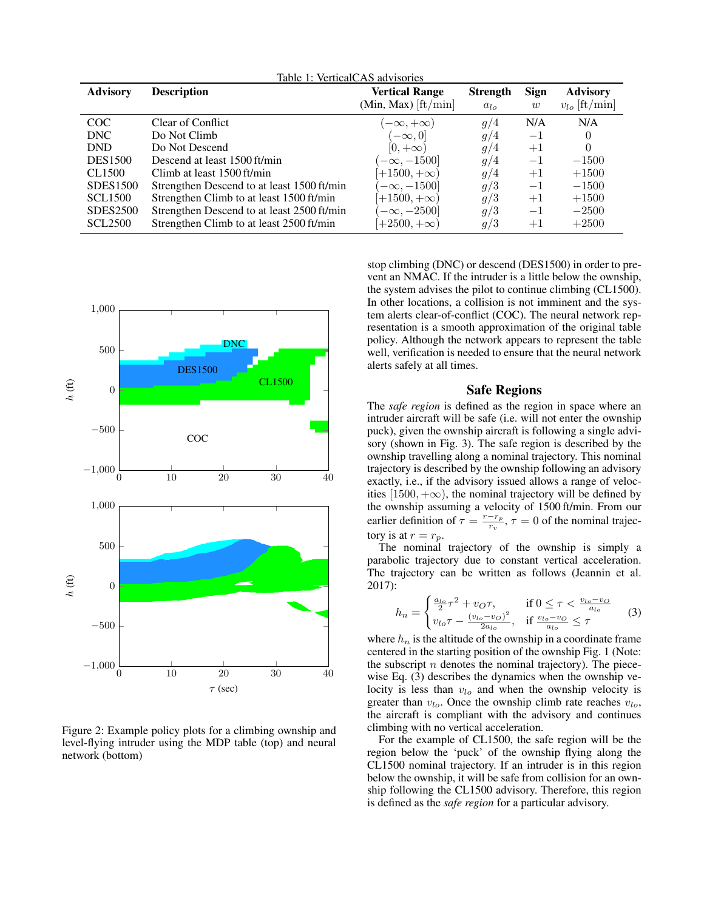Table 1: VerticalCAS advisories

| Advisory | Description | Vertical Range (Min, Max) $[\mathrm{ft/min}]$ | Strength $a_{lo}$ | Sign $w$ | Advisory $v_{lo}$ $[\mathrm{ft/min}]$ |
|---|---|---|---|---|---|
| COC | Clear of Conflict | $(-\infty, +\infty)$ | $g/4$ | N/A | N/A |
| DNC | Do Not Climb | $(-\infty, 0]$ | $g/4$ | $-1$ | $0$ |
| DND | Do Not Descend | $[0, +\infty)$ | $g/4$ | $+1$ | $0$ |
| DES1500 | Descend at least 1500 ft/min | $(-\infty, -1500]$ | $g/4$ | $-1$ | $-1500$ |
| CL1500 | Climb at least 1500 ft/min | $[+1500, +\infty)$ | $g/4$ | $+1$ | $+1500$ |
| SDES1500 | Strengthen Descend to at least 1500 ft/min | $(-\infty, -1500]$ | $g/3$ | $-1$ | $-1500$ |
| SCL1500 | Strengthen Climb to at least 1500 ft/min | $[+1500, +\infty)$ | $g/3$ | $+1$ | $+1500$ |
| SDES2500 | Strengthen Descend to at least 2500 ft/min | $(-\infty, -2500]$ | $g/3$ | $-1$ | $-2500$ |
| SCL2500 | Strengthen Climb to at least 2500 ft/min | $[+2500, +\infty)$ | $g/3$ | $+1$ | $+2500$ |

1,000
500
0
−500
−1,000
$h$ (ft)
0 10 20 30 40
DNC
DES1500
CL1500
COC

1,000
500
0
−500
−1,000
$h$ (ft)
0 10 20 30 40
$\tau$ (sec)

Figure 2: Example policy plots for a climbing ownship and level-flying intruder using the MDP table (top) and neural network (bottom)

stop climbing (DNC) or descend (DES1500) in order to prevent an NMAC. If the intruder is a little below the ownship, the system advises the pilot to continue climbing (CL1500). In other locations, a collision is not imminent and the system alerts clear-of-conflict (COC). The neural network representation is a smooth approximation of the original table policy. Although the network appears to represent the table well, verification is needed to ensure that the neural network alerts safely at all times.

## Safe Regions

The *safe region* is defined as the region in space where an intruder aircraft will be safe (i.e. will not enter the ownship puck), given the ownship aircraft is following a single advisory (shown in Fig. 3). The safe region is described by the ownship travelling along a nominal trajectory. This nominal trajectory is described by the ownship following an advisory exactly, i.e., if the advisory issued allows a range of velocities $[1500, +\infty)$, the nominal trajectory will be defined by the ownship assuming a velocity of 1500 ft/min. From our earlier definition of $\tau = \frac{r - r_p}{r_v}$, $\tau = 0$ of the nominal trajectory is at $r = r_p$.

The nominal trajectory of the ownship is simply a parabolic trajectory due to constant vertical acceleration. The trajectory can be written as follows (Jeannin et al. 2017):

$$h_n = \begin{cases} \frac{a_{lo}}{2}\tau^2 + v_O\tau, & \text{if } 0 \le \tau < \frac{v_{lo} - v_O}{a_{lo}} \\ v_{lo}\tau - \frac{(v_{lo} - v_O)^2}{2a_{lo}}, & \text{if } \frac{v_{lo} - v_O}{a_{lo}} \le \tau \end{cases} \quad (3)$$

where $h_n$ is the altitude of the ownship in a coordinate frame centered in the starting position of the ownship Fig. 1 (Note: the subscript $n$ denotes the nominal trajectory). The piecewise Eq. (3) describes the dynamics when the ownship velocity is less than $v_{lo}$ and when the ownship velocity is greater than $v_{lo}$. Once the ownship climb rate reaches $v_{lo}$, the aircraft is compliant with the advisory and continues climbing with no vertical acceleration.

For the example of CL1500, the safe region will be the region below the 'puck' of the ownship flying along the CL1500 nominal trajectory. If an intruder is in this region below the ownship, it will be safe from collision for an ownship following the CL1500 advisory. Therefore, this region is defined as the *safe region* for a particular advisory.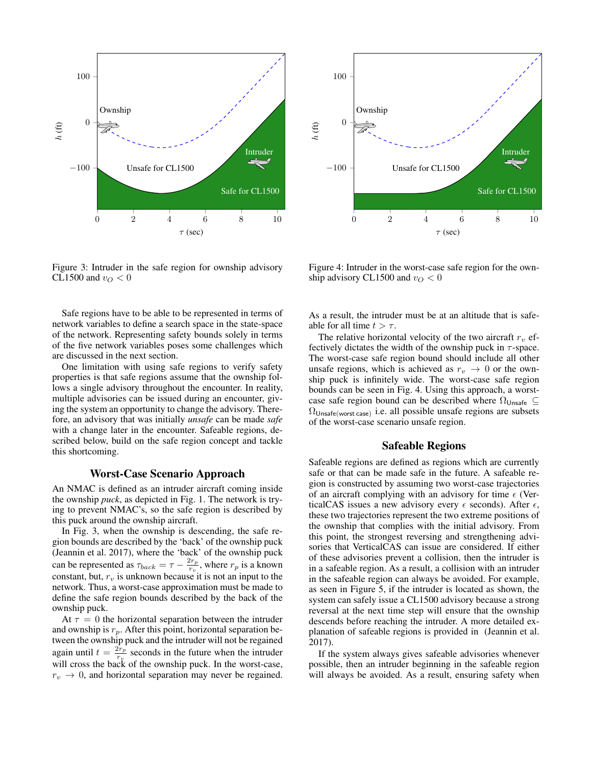Figure 3: Intruder in the safe region for ownship advisory CL1500 and $v_O < 0$

Figure 4: Intruder in the worst-case safe region for the ownship advisory CL1500 and $v_O < 0$

Safe regions have to be able to be represented in terms of network variables to define a search space in the state-space of the network. Representing safety bounds solely in terms of the five network variables poses some challenges which are discussed in the next section.

One limitation with using safe regions to verify safety properties is that safe regions assume that the ownship follows a single advisory throughout the encounter. In reality, multiple advisories can be issued during an encounter, giving the system an opportunity to change the advisory. Therefore, an advisory that was initially *unsafe* can be made *safe* with a change later in the encounter. Safeable regions, described below, build on the safe region concept and tackle this shortcoming.

## Worst-Case Scenario Approach

An NMAC is defined as an intruder aircraft coming inside the ownship *puck*, as depicted in Fig. 1. The network is trying to prevent NMAC's, so the safe region is described by this puck around the ownship aircraft.

In Fig. 3, when the ownship is descending, the safe region bounds are described by the 'back' of the ownship puck (Jeannin et al. 2017), where the 'back' of the ownship puck can be represented as $\tau_{back} = \tau - \frac{2r_p}{r_v}$, where $r_p$ is a known constant, but, $r_v$ is unknown because it is not an input to the network. Thus, a worst-case approximation must be made to define the safe region bounds described by the back of the ownship puck.

At $\tau = 0$ the horizontal separation between the intruder and ownship is $r_p$. After this point, horizontal separation between the ownship puck and the intruder will not be regained again until $t = \frac{2r_p}{r_v}$ seconds in the future when the intruder will cross the back of the ownship puck. In the worst-case, $r_v \to 0$, and horizontal separation may never be regained. As a result, the intruder must be at an altitude that is safeable for all time $t > \tau$.

The relative horizontal velocity of the two aircraft $r_v$ effectively dictates the width of the ownship puck in $\tau$-space. The worst-case safe region bound should include all other unsafe regions, which is achieved as $r_v \to 0$ or the ownship puck is infinitely wide. The worst-case safe region bounds can be seen in Fig. 4. Using this approach, a worst-case safe region bound can be described where $\Omega_{\text{Unsafe}} \subseteq \Omega_{\text{Unsafe(worst case)}}$ i.e. all possible unsafe regions are subsets of the worst-case scenario unsafe region.

## Safeable Regions

Safeable regions are defined as regions which are currently safe or that can be made safe in the future. A safeable region is constructed by assuming two worst-case trajectories of an aircraft complying with an advisory for time $\epsilon$ (VerticalCAS issues a new advisory every $\epsilon$ seconds). After $\epsilon$, these two trajectories represent the two extreme positions of the ownship that complies with the initial advisory. From this point, the strongest reversing and strengthening advisories that VerticalCAS can issue are considered. If either of these advisories prevent a collision, then the intruder is in a safeable region. As a result, a collision with an intruder in the safeable region can always be avoided. For example, as seen in Figure 5, if the intruder is located as shown, the system can safely issue a CL1500 advisory because a strong reversal at the next time step will ensure that the ownship descends before reaching the intruder. A more detailed explanation of safeable regions is provided in (Jeannin et al. 2017).

If the system always gives safeable advisories whenever possible, then an intruder beginning in the safeable region will always be avoided. As a result, ensuring safety when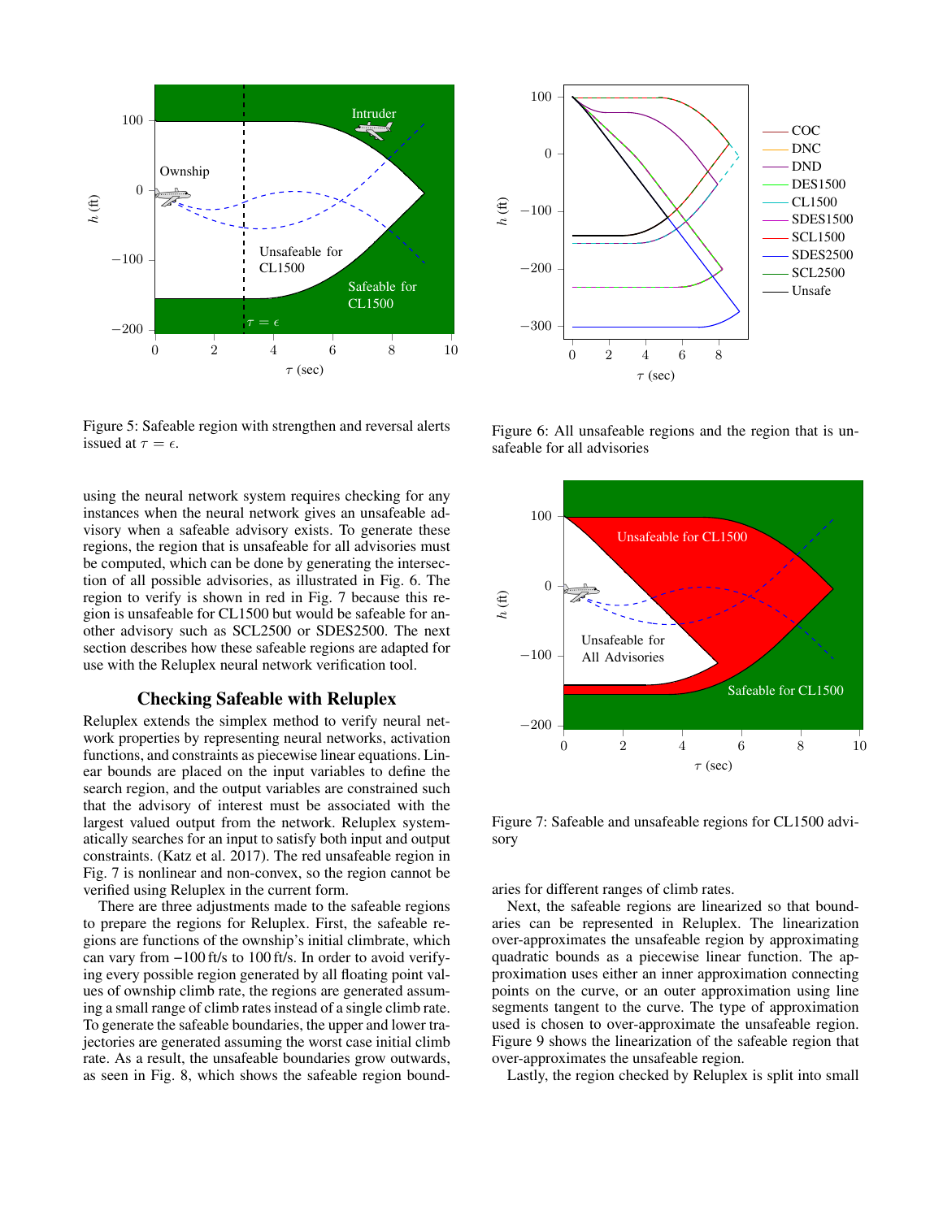Figure 5: Safeable region with strengthen and reversal alerts issued at $\tau = \epsilon$.

Figure 6: All unsafeable regions and the region that is unsafeable for all advisories

using the neural network system requires checking for any instances when the neural network gives an unsafeable advisory when a safeable advisory exists. To generate these regions, the region that is unsafeable for all advisories must be computed, which can be done by generating the intersection of all possible advisories, as illustrated in Fig. 6. The region to verify is shown in red in Fig. 7 because this region is unsafeable for CL1500 but would be safeable for another advisory such as SCL2500 or SDES2500. The next section describes how these safeable regions are adapted for use with the Reluplex neural network verification tool.

## Checking Safeable with Reluplex

Reluplex extends the simplex method to verify neural network properties by representing neural networks, activation functions, and constraints as piecewise linear equations. Linear bounds are placed on the input variables to define the search region, and the output variables are constrained such that the advisory of interest must be associated with the largest valued output from the network. Reluplex systematically searches for an input to satisfy both input and output constraints. (Katz et al. 2017). The red unsafeable region in Fig. 7 is nonlinear and non-convex, so the region cannot be verified using Reluplex in the current form.

There are three adjustments made to the safeable regions to prepare the regions for Reluplex. First, the safeable regions are functions of the ownship's initial climbrate, which can vary from −100 ft/s to 100 ft/s. In order to avoid verifying every possible region generated by all floating point values of ownship climb rate, the regions are generated assuming a small range of climb rates instead of a single climb rate. To generate the safeable boundaries, the upper and lower trajectories are generated assuming the worst case initial climb rate. As a result, the unsafeable boundaries grow outwards, as seen in Fig. 8, which shows the safeable region boundaries for different ranges of climb rates.

Figure 7: Safeable and unsafeable regions for CL1500 advisory

Next, the safeable regions are linearized so that boundaries can be represented in Reluplex. The linearization over-approximates the unsafeable region by approximating quadratic bounds as a piecewise linear function. The approximation uses either an inner approximation connecting points on the curve, or an outer approximation using line segments tangent to the curve. The type of approximation used is chosen to over-approximate the unsafeable region. Figure 9 shows the linearization of the safeable region that over-approximates the unsafeable region.

Lastly, the region checked by Reluplex is split into small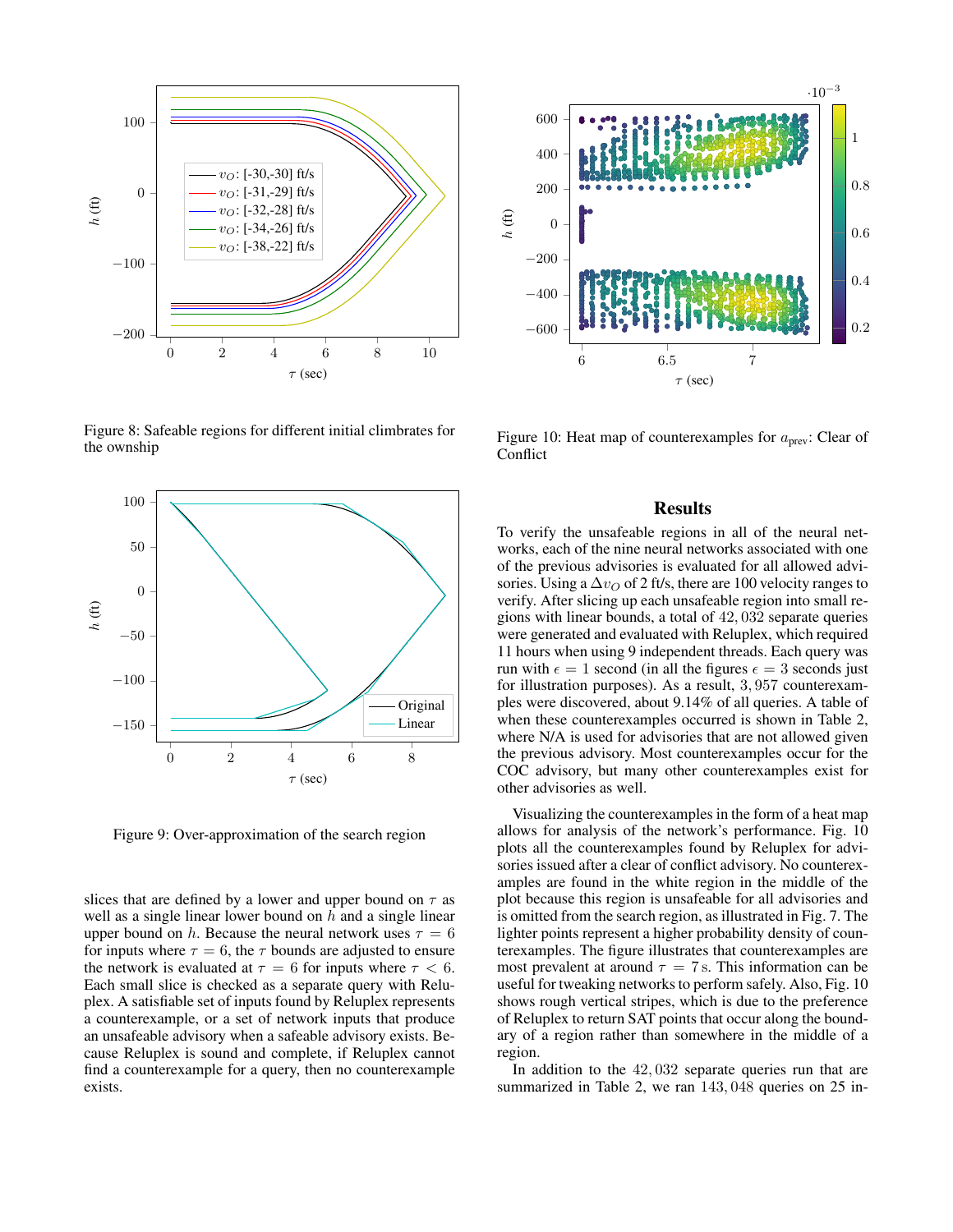100
0
−100
−200
0 2 4 6 8 10
$\tau$ (sec)
$h$ (ft)
$v_O$: [-30,-30] ft/s
$v_O$: [-31,-29] ft/s
$v_O$: [-32,-28] ft/s
$v_O$: [-34,-26] ft/s
$v_O$: [-38,-22] ft/s

Figure 8: Safeable regions for different initial climbrates for the ownship

100
50
0
−50
−100
−150
0 2 4 6 8
$\tau$ (sec)
$h$ (ft)
Original
Linear

Figure 9: Over-approximation of the search region

slices that are defined by a lower and upper bound on $\tau$ as well as a single linear lower bound on $h$ and a single linear upper bound on $h$. Because the neural network uses $\tau = 6$ for inputs where $\tau = 6$, the $\tau$ bounds are adjusted to ensure the network is evaluated at $\tau = 6$ for inputs where $\tau < 6$. Each small slice is checked as a separate query with Reluplex. A satisfiable set of inputs found by Reluplex represents a counterexample, or a set of network inputs that produce an unsafeable advisory when a safeable advisory exists. Because Reluplex is sound and complete, if Reluplex cannot find a counterexample for a query, then no counterexample exists.

$\cdot 10^{-3}$
600
400
200
0
−200
−400
−600
6 6.5 7
$\tau$ (sec)
$h$ (ft)
1
0.8
0.6
0.4
0.2

Figure 10: Heat map of counterexamples for $a_{\text{prev}}$: Clear of Conflict

## Results

To verify the unsafeable regions in all of the neural networks, each of the nine neural networks associated with one of the previous advisories is evaluated for all allowed advisories. Using a $\Delta v_O$ of 2 ft/s, there are 100 velocity ranges to verify. After slicing up each unsafeable region into small regions with linear bounds, a total of $42,032$ separate queries were generated and evaluated with Reluplex, which required 11 hours when using 9 independent threads. Each query was run with $\epsilon = 1$ second (in all the figures $\epsilon = 3$ seconds just for illustration purposes). As a result, $3,957$ counterexamples were discovered, about 9.14% of all queries. A table of when these counterexamples occurred is shown in Table 2, where N/A is used for advisories that are not allowed given the previous advisory. Most counterexamples occur for the COC advisory, but many other counterexamples exist for other advisories as well.

Visualizing the counterexamples in the form of a heat map allows for analysis of the network's performance. Fig. 10 plots all the counterexamples found by Reluplex for advisories issued after a clear of conflict advisory. No counterexamples are found in the white region in the middle of the plot because this region is unsafeable for all advisories and is omitted from the search region, as illustrated in Fig. 7. The lighter points represent a higher probability density of counterexamples. The figure illustrates that counterexamples are most prevalent at around $\tau = 7$ s. This information can be useful for tweaking networks to perform safely. Also, Fig. 10 shows rough vertical stripes, which is due to the preference of Reluplex to return SAT points that occur along the boundary of a region rather than somewhere in the middle of a region.

In addition to the $42,032$ separate queries run that are summarized in Table 2, we ran $143,048$ queries on 25 in-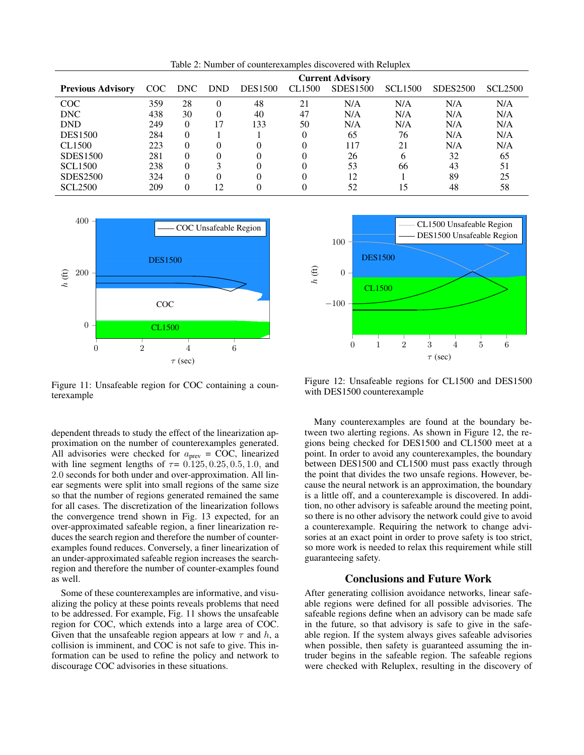Table 2: Number of counterexamples discovered with Reluplex

| | Current Advisory | | | | | | | | |
|---|---|---|---|---|---|---|---|---|---|
| **Previous Advisory** | COC | DNC | DND | DES1500 | CL1500 | SDES1500 | SCL1500 | SDES2500 | SCL2500 |
| COC | 359 | 28 | 0 | 48 | 21 | N/A | N/A | N/A | N/A |
| DNC | 438 | 30 | 0 | 40 | 47 | N/A | N/A | N/A | N/A |
| DND | 249 | 0 | 17 | 133 | 50 | N/A | N/A | N/A | N/A |
| DES1500 | 284 | 0 | 1 | 1 | 0 | 65 | 76 | N/A | N/A |
| CL1500 | 223 | 0 | 0 | 0 | 0 | 117 | 21 | N/A | N/A |
| SDES1500 | 281 | 0 | 0 | 0 | 0 | 26 | 6 | 32 | 65 |
| SCL1500 | 238 | 0 | 3 | 0 | 0 | 53 | 66 | 43 | 51 |
| SDES2500 | 324 | 0 | 0 | 0 | 0 | 12 | 1 | 89 | 25 |
| SCL2500 | 209 | 0 | 12 | 0 | 0 | 52 | 15 | 48 | 58 |

COC Unsafeable Region
DES1500
COC
CL1500
$h$ (ft)
$\tau$ (sec)
400
200
0
0
2
4
6

Figure 11: Unsafeable region for COC containing a counterexample

CL1500 Unsafeable Region
DES1500 Unsafeable Region
DES1500
CL1500
$h$ (ft)
$\tau$ (sec)
100
0
−100
0
1
2
3
4
5
6

Figure 12: Unsafeable regions for CL1500 and DES1500 with DES1500 counterexample

dependent threads to study the effect of the linearization approximation on the number of counterexamples generated. All advisories were checked for $a_{\text{prev}}$ = COC, linearized with line segment lengths of $\tau = 0.125, 0.25, 0.5, 1.0,$ and $2.0$ seconds for both under and over-approximation. All linear segments were split into small regions of the same size so that the number of regions generated remained the same for all cases. The discretization of the linearization follows the convergence trend shown in Fig. 13 expected, for an over-approximated safeable region, a finer linearization reduces the search region and therefore the number of counterexamples found reduces. Conversely, a finer linearization of an under-approximated safeable region increases the search-region and therefore the number of counter-examples found as well.

Some of these counterexamples are informative, and visualizing the policy at these points reveals problems that need to be addressed. For example, Fig. 11 shows the unsafeable region for COC, which extends into a large area of COC. Given that the unsafeable region appears at low $\tau$ and $h$, a collision is imminent, and COC is not safe to give. This information can be used to refine the policy and network to discourage COC advisories in these situations.

Many counterexamples are found at the boundary between two alerting regions. As shown in Figure 12, the regions being checked for DES1500 and CL1500 meet at a point. In order to avoid any counterexamples, the boundary between DES1500 and CL1500 must pass exactly through the point that divides the two unsafe regions. However, because the neural network is an approximation, the boundary is a little off, and a counterexample is discovered. In addition, no other advisory is safeable around the meeting point, so there is no other advisory the network could give to avoid a counterexample. Requiring the network to change advisories at an exact point in order to prove safety is too strict, so more work is needed to relax this requirement while still guaranteeing safety.

## Conclusions and Future Work

After generating collision avoidance networks, linear safeable regions were defined for all possible advisories. The safeable regions define when an advisory can be made safe in the future, so that advisory is safe to give in the safeable region. If the system always gives safeable advisories when possible, then safety is guaranteed assuming the intruder begins in the safeable region. The safeable regions were checked with Reluplex, resulting in the discovery of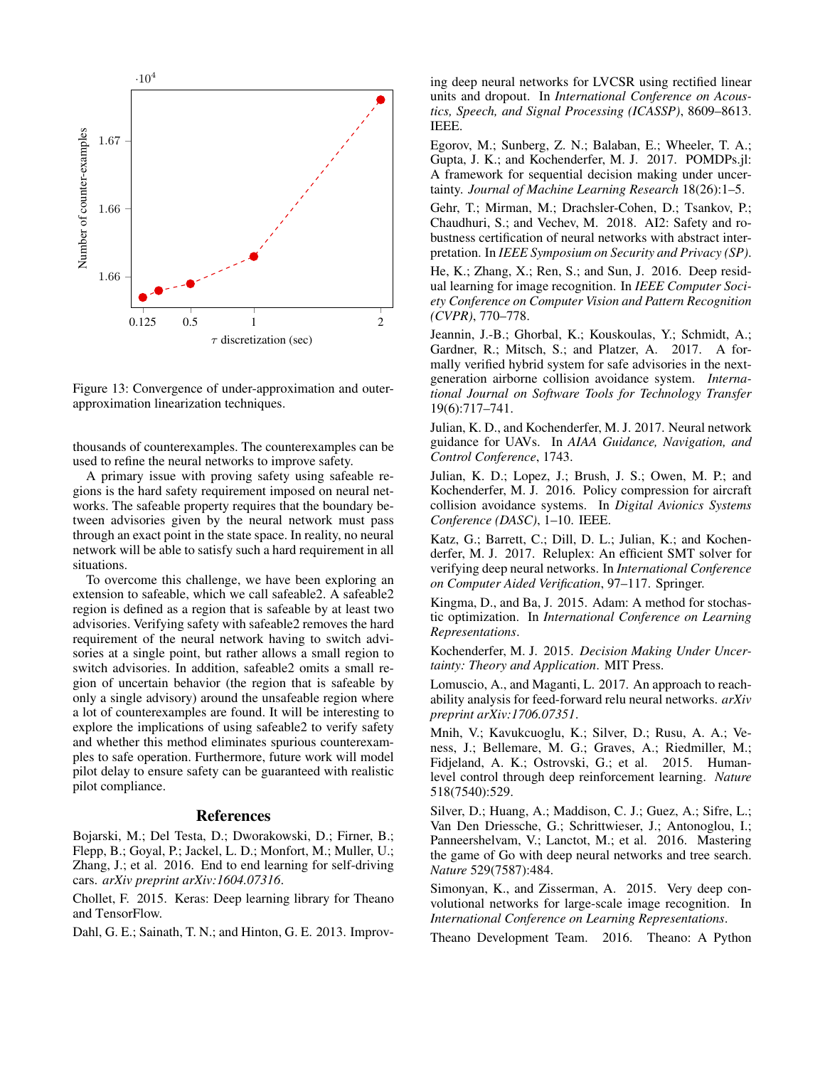$\cdot 10^4$

Number of counter-examples

1.67

1.66

1.66

0.125 0.5 1 2

$\tau$ discretization (sec)

Figure 13: Convergence of under-approximation and outer-approximation linearization techniques.

thousands of counterexamples. The counterexamples can be used to refine the neural networks to improve safety.

A primary issue with proving safety using safeable regions is the hard safety requirement imposed on neural networks. The safeable property requires that the boundary between advisories given by the neural network must pass through an exact point in the state space. In reality, no neural network will be able to satisfy such a hard requirement in all situations.

To overcome this challenge, we have been exploring an extension to safeable, which we call safeable2. A safeable2 region is defined as a region that is safeable by at least two advisories. Verifying safety with safeable2 removes the hard requirement of the neural network having to switch advisories at a single point, but rather allows a small region to switch advisories. In addition, safeable2 omits a small region of uncertain behavior (the region that is safeable by only a single advisory) around the unsafeable region where a lot of counterexamples are found. It will be interesting to explore the implications of using safeable2 to verify safety and whether this method eliminates spurious counterexamples to safe operation. Furthermore, future work will model pilot delay to ensure safety can be guaranteed with realistic pilot compliance.

## References

Bojarski, M.; Del Testa, D.; Dworakowski, D.; Firner, B.; Flepp, B.; Goyal, P.; Jackel, L. D.; Monfort, M.; Muller, U.; Zhang, J.; et al. 2016. End to end learning for self-driving cars. *arXiv preprint arXiv:1604.07316*.

Chollet, F. 2015. Keras: Deep learning library for Theano and TensorFlow.

Dahl, G. E.; Sainath, T. N.; and Hinton, G. E. 2013. Improving deep neural networks for LVCSR using rectified linear units and dropout. In *International Conference on Acoustics, Speech, and Signal Processing (ICASSP)*, 8609–8613. IEEE.

Egorov, M.; Sunberg, Z. N.; Balaban, E.; Wheeler, T. A.; Gupta, J. K.; and Kochenderfer, M. J. 2017. POMDPs.jl: A framework for sequential decision making under uncertainty. *Journal of Machine Learning Research* 18(26):1–5.

Gehr, T.; Mirman, M.; Drachsler-Cohen, D.; Tsankov, P.; Chaudhuri, S.; and Vechev, M. 2018. AI2: Safety and robustness certification of neural networks with abstract interpretation. In *IEEE Symposium on Security and Privacy (SP)*.

He, K.; Zhang, X.; Ren, S.; and Sun, J. 2016. Deep residual learning for image recognition. In *IEEE Computer Society Conference on Computer Vision and Pattern Recognition (CVPR)*, 770–778.

Jeannin, J.-B.; Ghorbal, K.; Kouskoulas, Y.; Schmidt, A.; Gardner, R.; Mitsch, S.; and Platzer, A. 2017. A formally verified hybrid system for safe advisories in the next-generation airborne collision avoidance system. *International Journal on Software Tools for Technology Transfer* 19(6):717–741.

Julian, K. D., and Kochenderfer, M. J. 2017. Neural network guidance for UAVs. In *AIAA Guidance, Navigation, and Control Conference*, 1743.

Julian, K. D.; Lopez, J.; Brush, J. S.; Owen, M. P.; and Kochenderfer, M. J. 2016. Policy compression for aircraft collision avoidance systems. In *Digital Avionics Systems Conference (DASC)*, 1–10. IEEE.

Katz, G.; Barrett, C.; Dill, D. L.; Julian, K.; and Kochenderfer, M. J. 2017. Reluplex: An efficient SMT solver for verifying deep neural networks. In *International Conference on Computer Aided Verification*, 97–117. Springer.

Kingma, D., and Ba, J. 2015. Adam: A method for stochastic optimization. In *International Conference on Learning Representations*.

Kochenderfer, M. J. 2015. *Decision Making Under Uncertainty: Theory and Application*. MIT Press.

Lomuscio, A., and Maganti, L. 2017. An approach to reachability analysis for feed-forward relu neural networks. *arXiv preprint arXiv:1706.07351*.

Mnih, V.; Kavukcuoglu, K.; Silver, D.; Rusu, A. A.; Veness, J.; Bellemare, M. G.; Graves, A.; Riedmiller, M.; Fidjeland, A. K.; Ostrovski, G.; et al. 2015. Human-level control through deep reinforcement learning. *Nature* 518(7540):529.

Silver, D.; Huang, A.; Maddison, C. J.; Guez, A.; Sifre, L.; Van Den Driessche, G.; Schrittwieser, J.; Antonoglou, I.; Panneershelvam, V.; Lanctot, M.; et al. 2016. Mastering the game of Go with deep neural networks and tree search. *Nature* 529(7587):484.

Simonyan, K., and Zisserman, A. 2015. Very deep convolutional networks for large-scale image recognition. In *International Conference on Learning Representations*.

Theano Development Team. 2016. Theano: A Python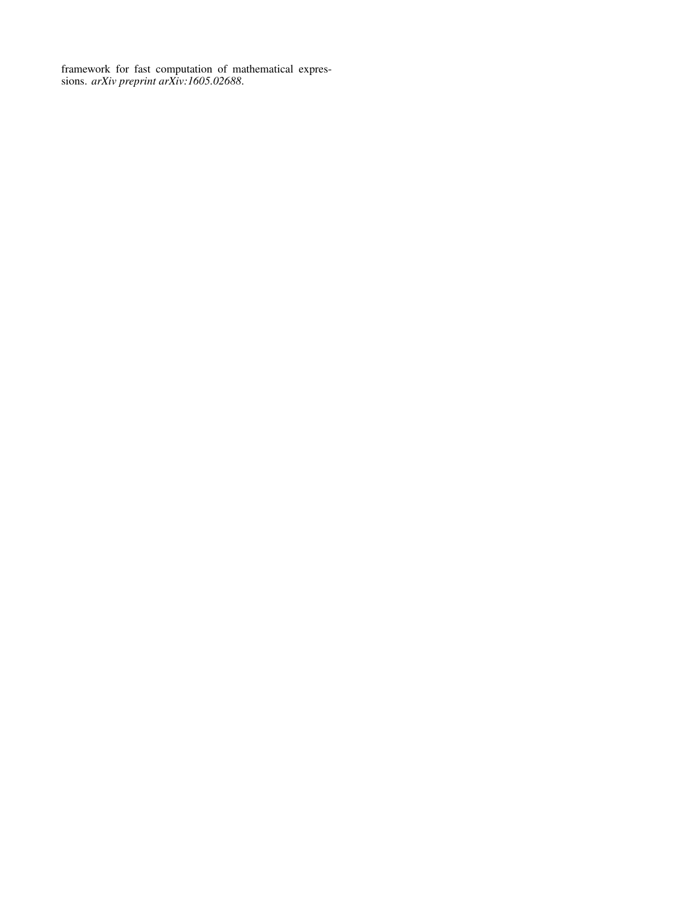framework for fast computation of mathematical expressions. *arXiv preprint arXiv:1605.02688*.